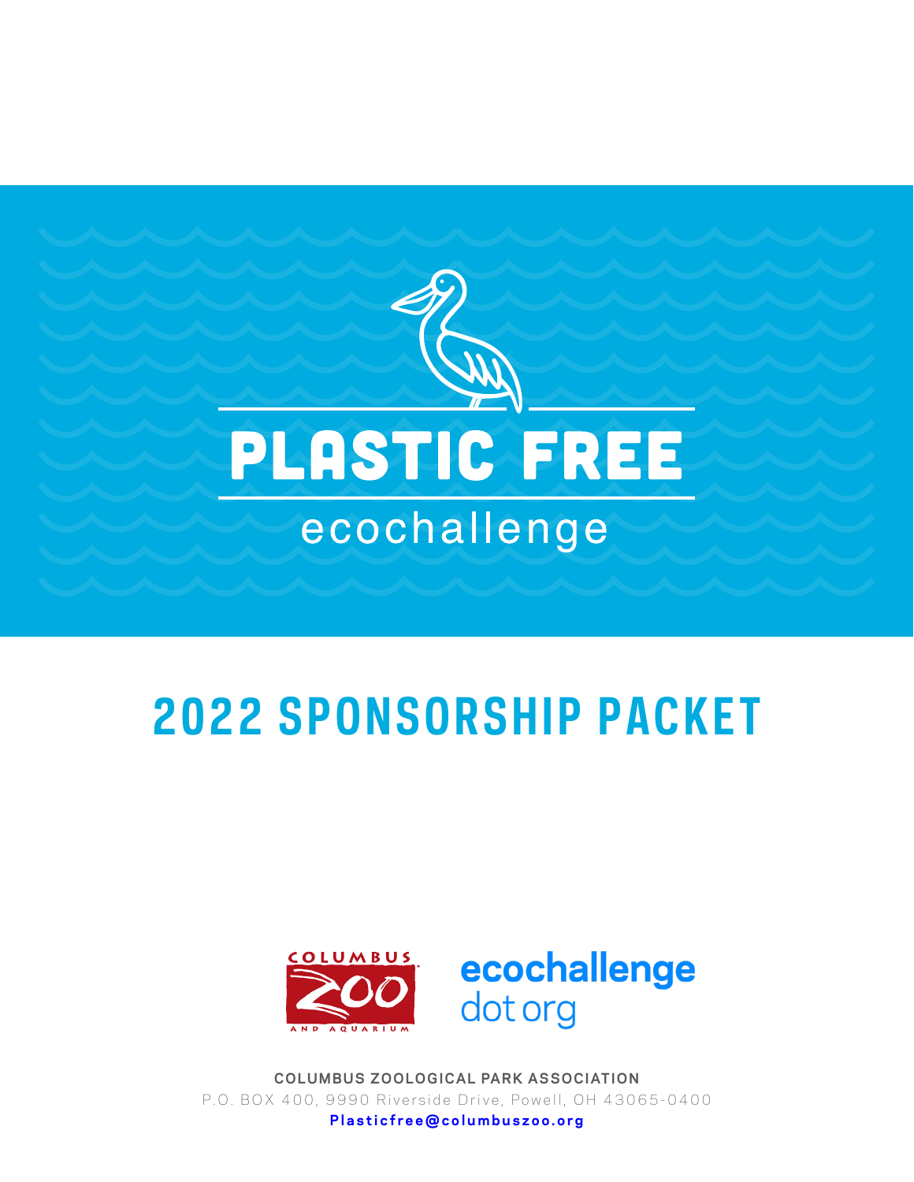# PLASTIC FREE

ecochallenge

## 2022 SPONSORSHIP PACKET

COLUMBUS ZOO AND AQUARIUM

ecochallenge dot org

**COLUMBUS ZOOLOGICAL PARK ASSOCIATION**

P.O. BOX 400, 9990 Riverside Drive, Powell, OH 43065-0400

**Plasticfree@columbuszoo.org**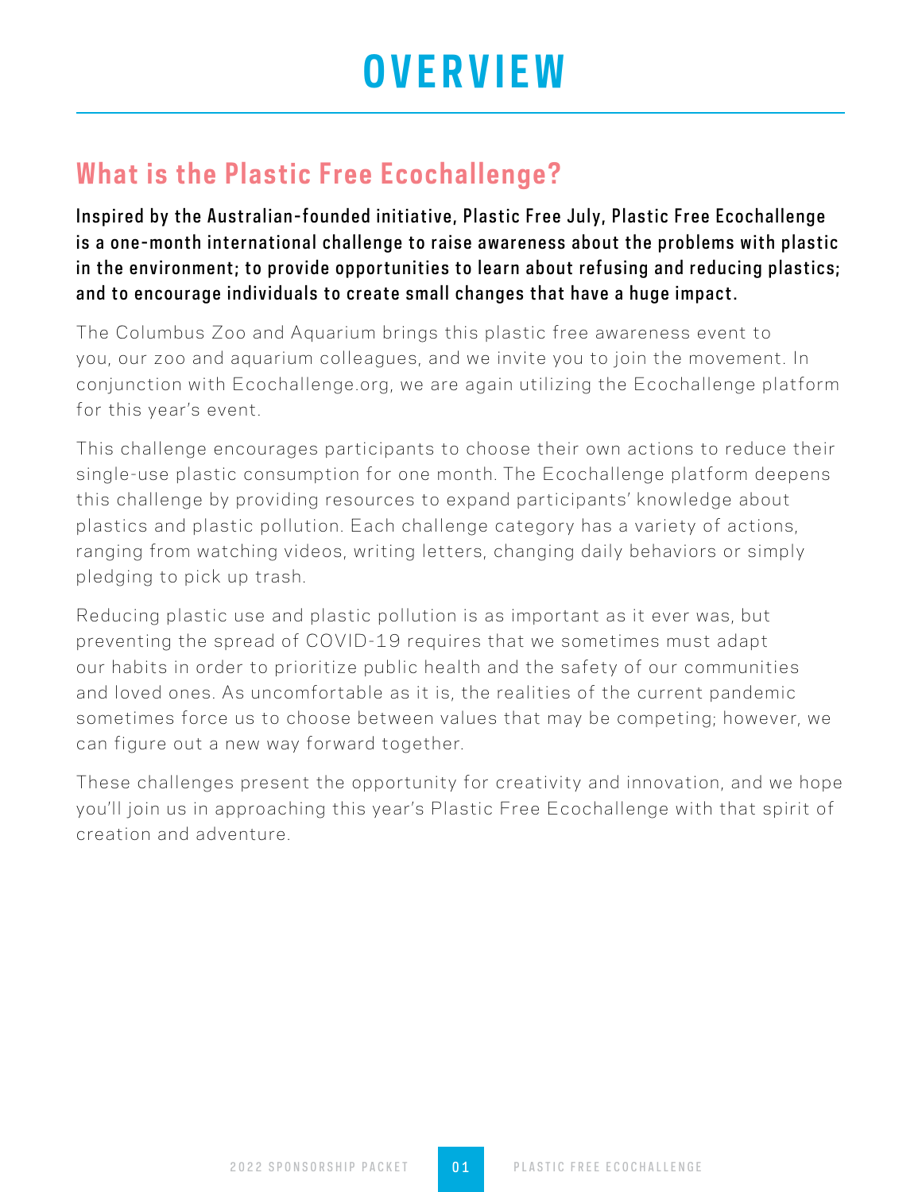# OVERVIEW

## What is the Plastic Free Ecochallenge?

**Inspired by the Australian-founded initiative, Plastic Free July, Plastic Free Ecochallenge is a one-month international challenge to raise awareness about the problems with plastic in the environment; to provide opportunities to learn about refusing and reducing plastics; and to encourage individuals to create small changes that have a huge impact.**

The Columbus Zoo and Aquarium brings this plastic free awareness event to you, our zoo and aquarium colleagues, and we invite you to join the movement. In conjunction with Ecochallenge.org, we are again utilizing the Ecochallenge platform for this year's event.

This challenge encourages participants to choose their own actions to reduce their single-use plastic consumption for one month. The Ecochallenge platform deepens this challenge by providing resources to expand participants' knowledge about plastics and plastic pollution. Each challenge category has a variety of actions, ranging from watching videos, writing letters, changing daily behaviors or simply pledging to pick up trash.

Reducing plastic use and plastic pollution is as important as it ever was, but preventing the spread of COVID-19 requires that we sometimes must adapt our habits in order to prioritize public health and the safety of our communities and loved ones. As uncomfortable as it is, the realities of the current pandemic sometimes force us to choose between values that may be competing; however, we can figure out a new way forward together.

These challenges present the opportunity for creativity and innovation, and we hope you'll join us in approaching this year's Plastic Free Ecochallenge with that spirit of creation and adventure.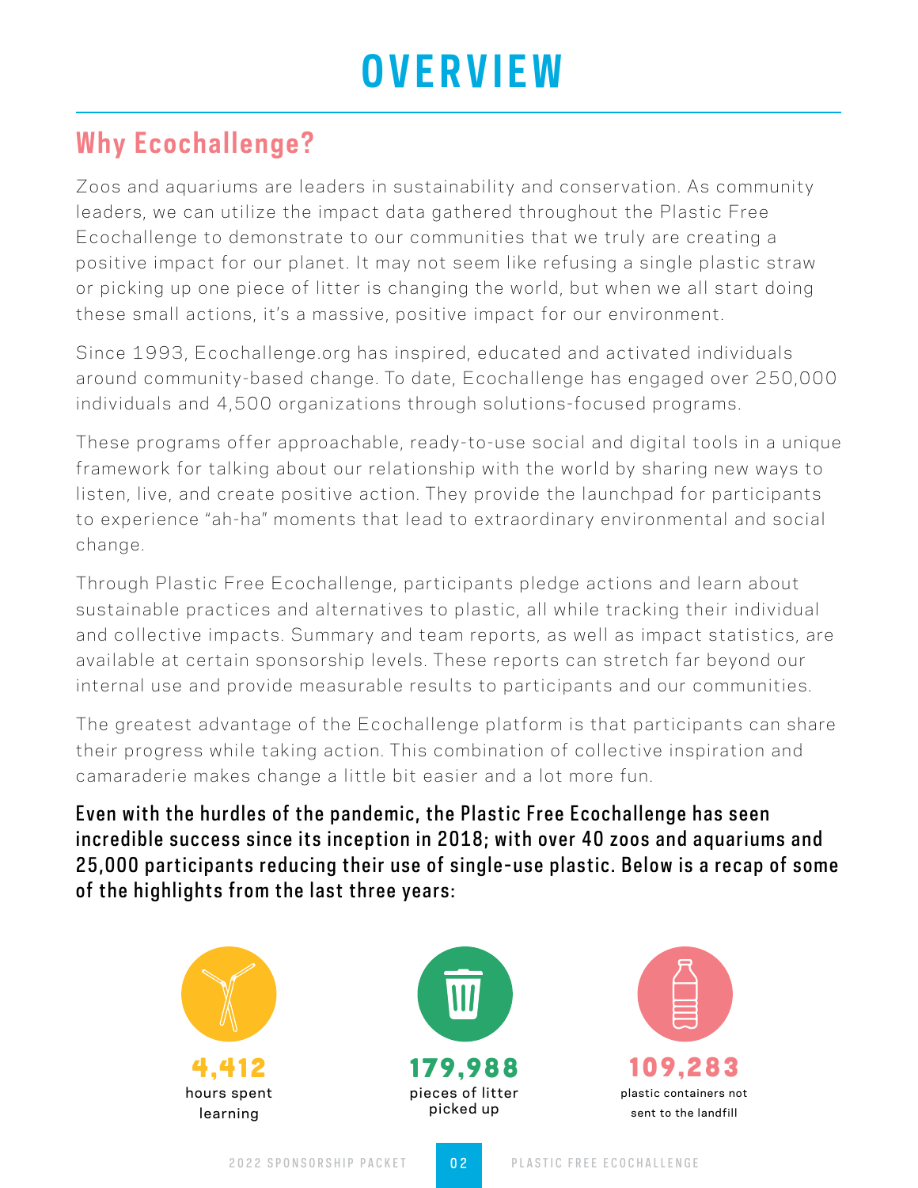# OVERVIEW

## Why Ecochallenge?

Zoos and aquariums are leaders in sustainability and conservation. As community leaders, we can utilize the impact data gathered throughout the Plastic Free Ecochallenge to demonstrate to our communities that we truly are creating a positive impact for our planet. It may not seem like refusing a single plastic straw or picking up one piece of litter is changing the world, but when we all start doing these small actions, it's a massive, positive impact for our environment.

Since 1993, Ecochallenge.org has inspired, educated and activated individuals around community-based change. To date, Ecochallenge has engaged over 250,000 individuals and 4,500 organizations through solutions-focused programs.

These programs offer approachable, ready-to-use social and digital tools in a unique framework for talking about our relationship with the world by sharing new ways to listen, live, and create positive action. They provide the launchpad for participants to experience "ah-ha" moments that lead to extraordinary environmental and social change.

Through Plastic Free Ecochallenge, participants pledge actions and learn about sustainable practices and alternatives to plastic, all while tracking their individual and collective impacts. Summary and team reports, as well as impact statistics, are available at certain sponsorship levels. These reports can stretch far beyond our internal use and provide measurable results to participants and our communities.

The greatest advantage of the Ecochallenge platform is that participants can share their progress while taking action. This combination of collective inspiration and camaraderie makes change a little bit easier and a lot more fun.

**Even with the hurdles of the pandemic, the Plastic Free Ecochallenge has seen incredible success since its inception in 2018; with over 40 zoos and aquariums and 25,000 participants reducing their use of single-use plastic. Below is a recap of some of the highlights from the last three years:**

**4,412**
hours spent learning

**179,988**
pieces of litter picked up

**109,283**
plastic containers not sent to the landfill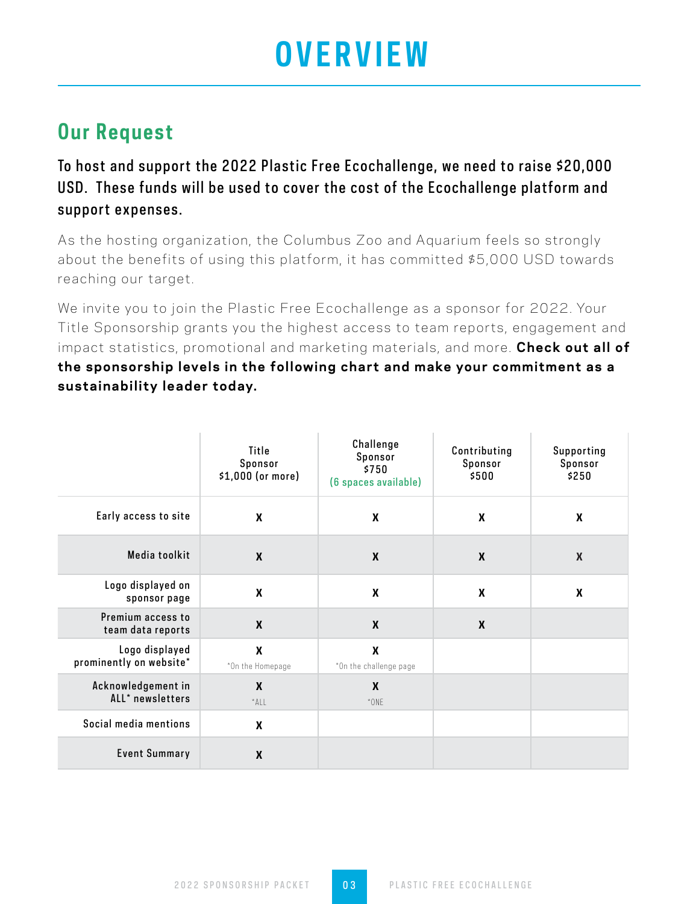# OVERVIEW

## Our Request

**To host and support the 2022 Plastic Free Ecochallenge, we need to raise $20,000 USD. These funds will be used to cover the cost of the Ecochallenge platform and support expenses.**

As the hosting organization, the Columbus Zoo and Aquarium feels so strongly about the benefits of using this platform, it has committed $5,000 USD towards reaching our target.

We invite you to join the Plastic Free Ecochallenge as a sponsor for 2022. Your Title Sponsorship grants you the highest access to team reports, engagement and impact statistics, promotional and marketing materials, and more. **Check out all of the sponsorship levels in the following chart and make your commitment as a sustainability leader today.**

| | Title Sponsor $1,000 (or more) | Challenge Sponsor $750 (6 spaces available) | Contributing Sponsor $500 | Supporting Sponsor $250 |
|---|---|---|---|---|
| Early access to site | X | X | X | X |
| Media toolkit | X | X | X | X |
| Logo displayed on sponsor page | X | X | X | X |
| Premium access to team data reports | X | X | X | |
| Logo displayed prominently on website* | X *On the Homepage | X *On the challenge page | | |
| Acknowledgement in ALL* newsletters | X *ALL | X *ONE | | |
| Social media mentions | X | | | |
| Event Summary | X | | | |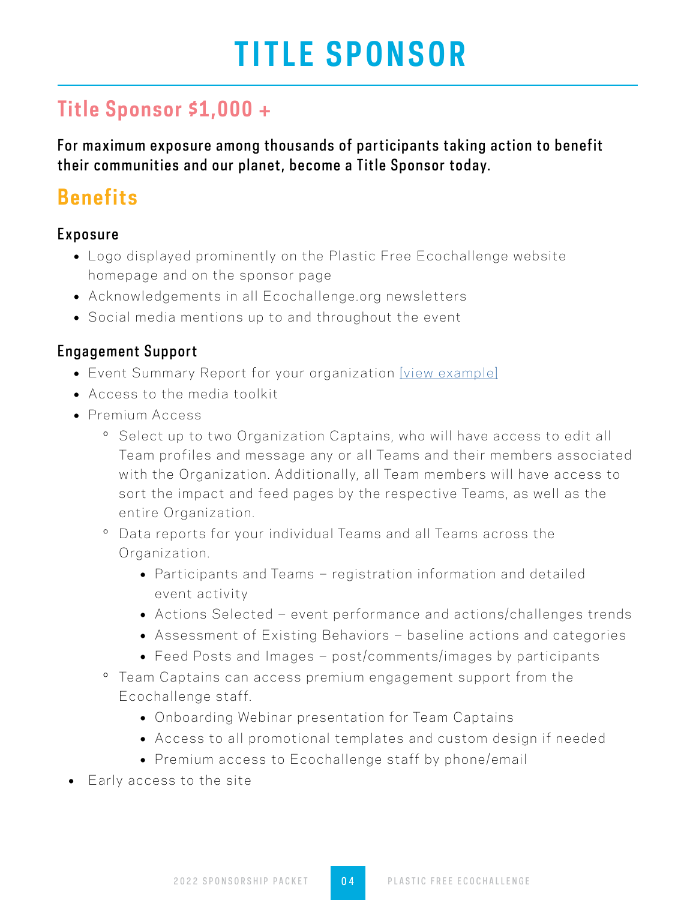# TITLE SPONSOR

## Title Sponsor $1,000 +

**For maximum exposure among thousands of participants taking action to benefit their communities and our planet, become a Title Sponsor today.**

## Benefits

### Exposure

- Logo displayed prominently on the Plastic Free Ecochallenge website homepage and on the sponsor page
- Acknowledgements in all Ecochallenge.org newsletters
- Social media mentions up to and throughout the event

### Engagement Support

- Event Summary Report for your organization [view example]
- Access to the media toolkit
- Premium Access
  - Select up to two Organization Captains, who will have access to edit all Team profiles and message any or all Teams and their members associated with the Organization. Additionally, all Team members will have access to sort the impact and feed pages by the respective Teams, as well as the entire Organization.
  - Data reports for your individual Teams and all Teams across the Organization.
    - Participants and Teams – registration information and detailed event activity
    - Actions Selected – event performance and actions/challenges trends
    - Assessment of Existing Behaviors – baseline actions and categories
    - Feed Posts and Images – post/comments/images by participants
  - Team Captains can access premium engagement support from the Ecochallenge staff.
    - Onboarding Webinar presentation for Team Captains
    - Access to all promotional templates and custom design if needed
    - Premium access to Ecochallenge staff by phone/email
- Early access to the site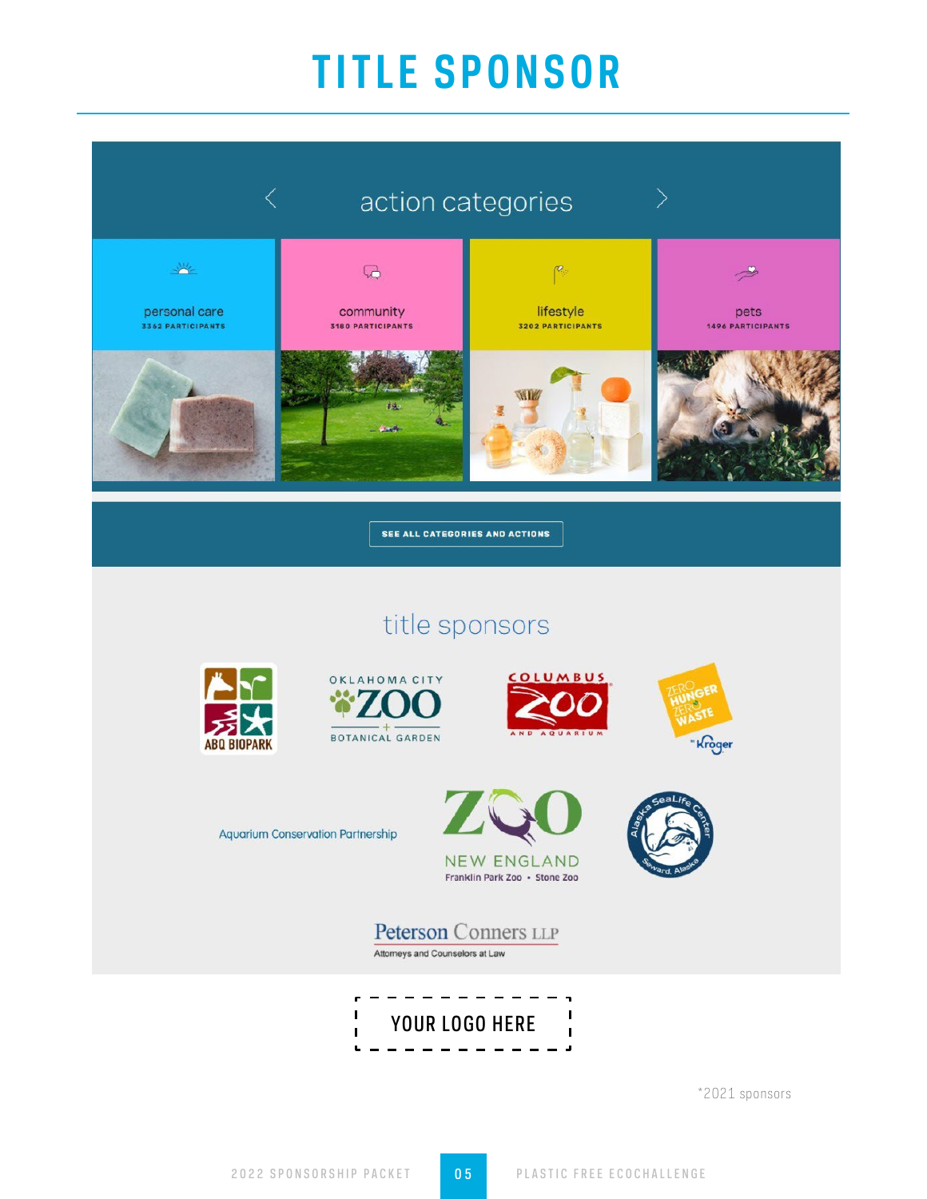# TITLE SPONSOR

action categories

personal care
3362 PARTICIPANTS

community
3180 PARTICIPANTS

lifestyle
3202 PARTICIPANTS

pets
1496 PARTICIPANTS

SEE ALL CATEGORIES AND ACTIONS

title sponsors

ABQ BIOPARK

OKLAHOMA CITY ZOO BOTANICAL GARDEN

COLUMBUS ZOO AND AQUARIUM

ZERO HUNGER ZERO WASTE Kroger

Aquarium Conservation Partnership

ZOO NEW ENGLAND Franklin Park Zoo • Stone Zoo

Alaska SeaLife Center Seward, Alaska

Peterson Conners LLP
Attorneys and Counselors at Law

YOUR LOGO HERE

*2021 sponsors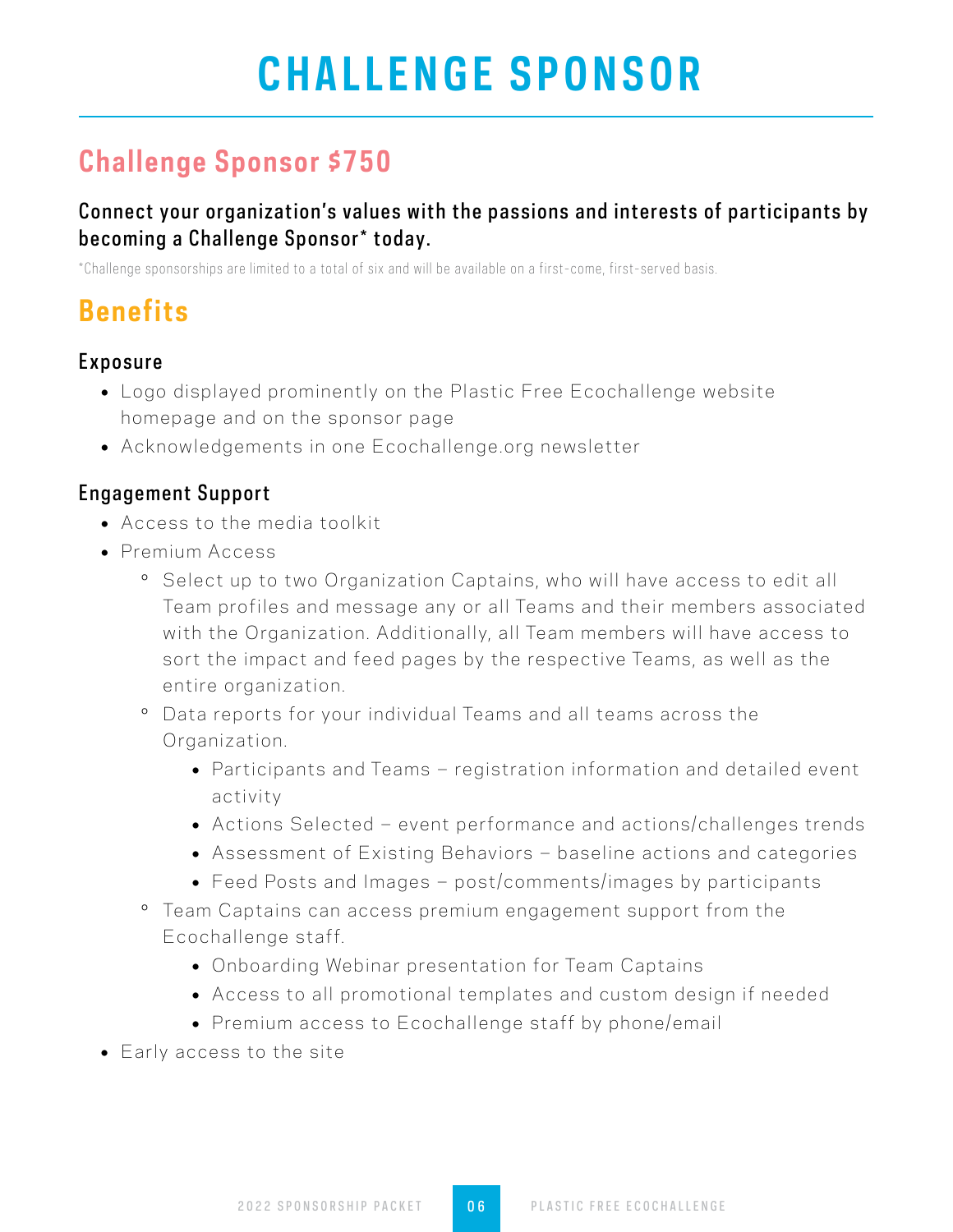# CHALLENGE SPONSOR

## Challenge Sponsor $750

### Connect your organization's values with the passions and interests of participants by becoming a Challenge Sponsor* today.

*Challenge sponsorships are limited to a total of six and will be available on a first-come, first-served basis.

## Benefits

### Exposure

- Logo displayed prominently on the Plastic Free Ecochallenge website homepage and on the sponsor page
- Acknowledgements in one Ecochallenge.org newsletter

### Engagement Support

- Access to the media toolkit
- Premium Access
  - Select up to two Organization Captains, who will have access to edit all Team profiles and message any or all Teams and their members associated with the Organization. Additionally, all Team members will have access to sort the impact and feed pages by the respective Teams, as well as the entire organization.
  - Data reports for your individual Teams and all teams across the Organization.
    - Participants and Teams – registration information and detailed event activity
    - Actions Selected – event performance and actions/challenges trends
    - Assessment of Existing Behaviors – baseline actions and categories
    - Feed Posts and Images – post/comments/images by participants
  - Team Captains can access premium engagement support from the Ecochallenge staff.
    - Onboarding Webinar presentation for Team Captains
    - Access to all promotional templates and custom design if needed
    - Premium access to Ecochallenge staff by phone/email
- Early access to the site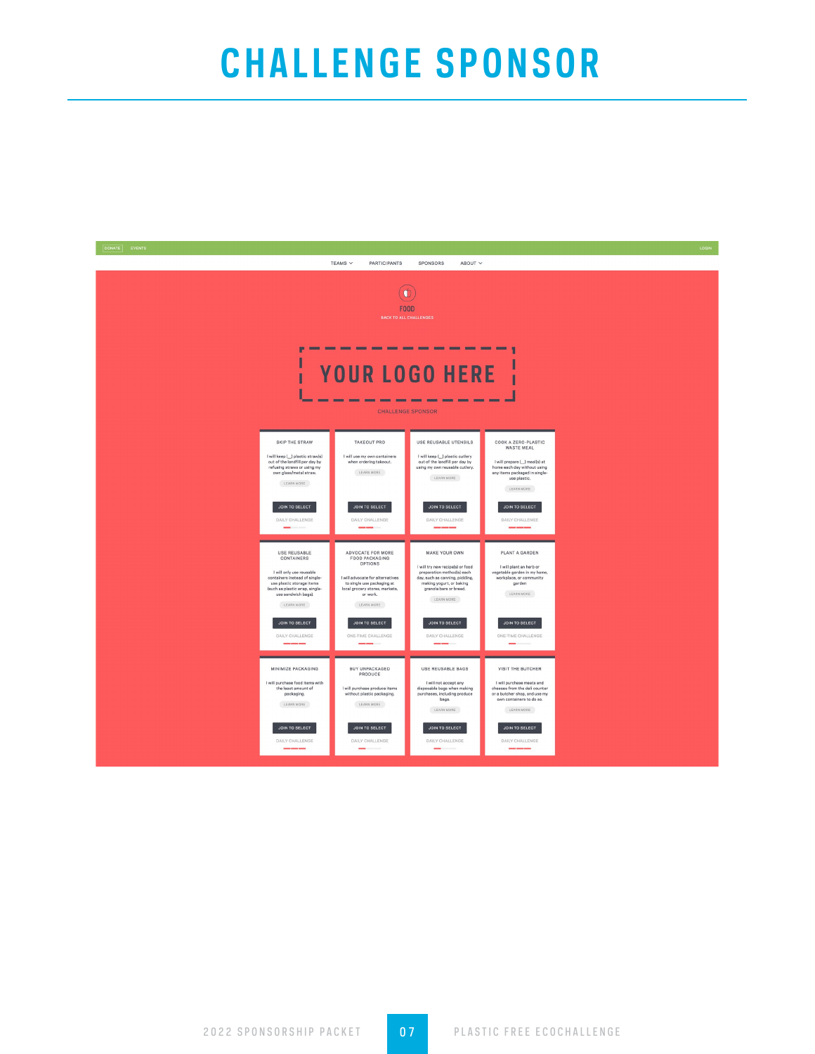# CHALLENGE SPONSOR

DONATE EVENTS LOGIN

TEAMS PARTICIPANTS SPONSORS ABOUT

FOOD

BACK TO ALL CHALLENGES

YOUR LOGO HERE

CHALLENGE SPONSOR

**SKIP THE STRAW**

I will keep (\_\_) plastic straw(s) out of the landfill per day by refusing straws or using my own glass/metal straw.

LEARN MORE

JOIN TO SELECT

DAILY CHALLENGE

**TAKEOUT PRO**

I will use my own containers when ordering takeout.

LEARN MORE

JOIN TO SELECT

DAILY CHALLENGE

**USE REUSABLE UTENSILS**

I will keep (\_\_) plastic cutlery out of the landfill per day by using my own reusable cutlery.

LEARN MORE

JOIN TO SELECT

DAILY CHALLENGE

**COOK A ZERO-PLASTIC WASTE MEAL**

I will prepare (\_\_) meal(s) at home each day without using any items packaged in single-use plastic.

LEARN MORE

JOIN TO SELECT

DAILY CHALLENGE

**USE REUSABLE CONTAINERS**

I will only use reusable containers instead of single-use plastic storage items (such as plastic wrap, single-use sandwich bags).

LEARN MORE

JOIN TO SELECT

DAILY CHALLENGE

**ADVOCATE FOR MORE FOOD PACKAGING OPTIONS**

I will advocate for alternatives to single use packaging at local grocery stores, markets, or work.

LEARN MORE

JOIN TO SELECT

ONE-TIME CHALLENGE

**MAKE YOUR OWN**

I will try new recipe(s) or food preparation method(s) each day, such as canning, pickling, making yogurt, or baking granola bars or bread.

LEARN MORE

JOIN TO SELECT

DAILY CHALLENGE

**PLANT A GARDEN**

I will plant an herb or vegetable garden in my home, workplace, or community garden

LEARN MORE

JOIN TO SELECT

ONE-TIME CHALLENGE

**MINIMIZE PACKAGING**

I will purchase food items with the least amount of packaging.

LEARN MORE

JOIN TO SELECT

DAILY CHALLENGE

**BUY UNPACKAGED PRODUCE**

I will purchase produce items without plastic packaging.

LEARN MORE

JOIN TO SELECT

DAILY CHALLENGE

**USE REUSABLE BAGS**

I will not accept any disposable bags when making purchases, including produce bags.

LEARN MORE

JOIN TO SELECT

DAILY CHALLENGE

**VISIT THE BUTCHER**

I will purchase meats and cheeses from the deli counter or a butcher shop, and use my own containers to do so.

LEARN MORE

JOIN TO SELECT

DAILY CHALLENGE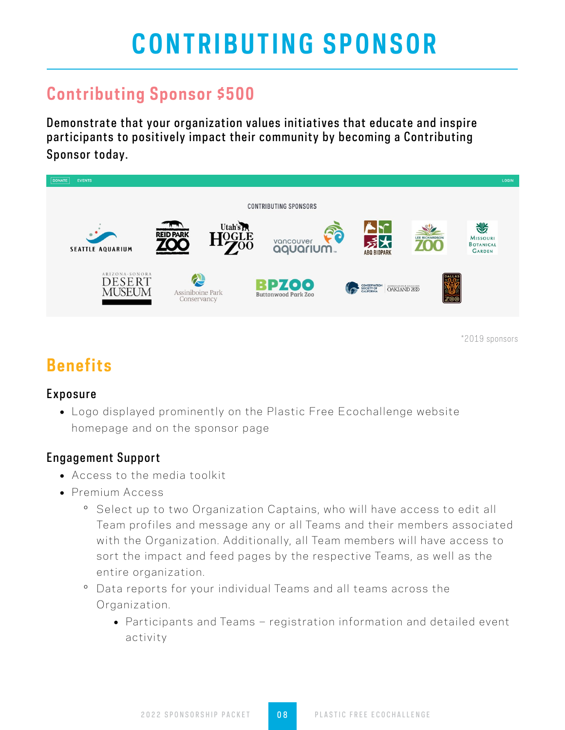# CONTRIBUTING SPONSOR

## Contributing Sponsor $500

Demonstrate that your organization values initiatives that educate and inspire participants to positively impact their community by becoming a Contributing Sponsor today.

*2019 sponsors

## Benefits

### Exposure

- Logo displayed prominently on the Plastic Free Ecochallenge website homepage and on the sponsor page

### Engagement Support

- Access to the media toolkit
- Premium Access
  - Select up to two Organization Captains, who will have access to edit all Team profiles and message any or all Teams and their members associated with the Organization. Additionally, all Team members will have access to sort the impact and feed pages by the respective Teams, as well as the entire organization.
  - Data reports for your individual Teams and all teams across the Organization.
    - Participants and Teams – registration information and detailed event activity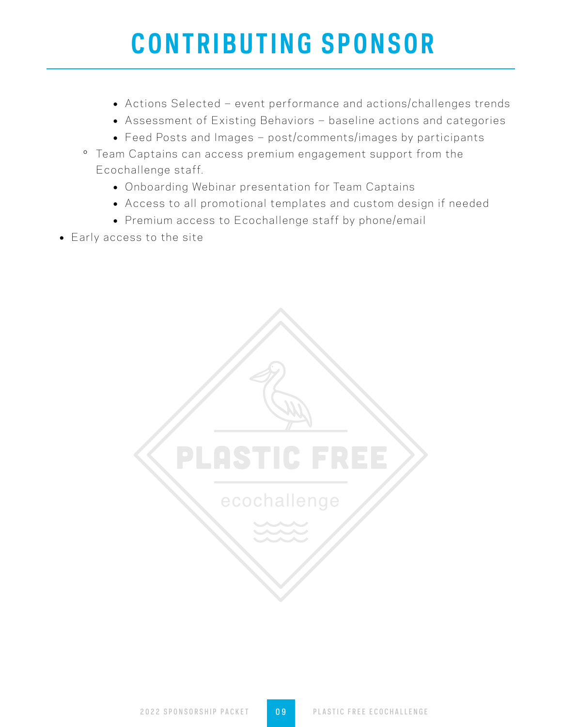# CONTRIBUTING SPONSOR

        - Actions Selected – event performance and actions/challenges trends
        - Assessment of Existing Behaviors – baseline actions and categories
        - Feed Posts and Images – post/comments/images by participants
    - Team Captains can access premium engagement support from the Ecochallenge staff.
        - Onboarding Webinar presentation for Team Captains
        - Access to all promotional templates and custom design if needed
        - Premium access to Ecochallenge staff by phone/email
- Early access to the site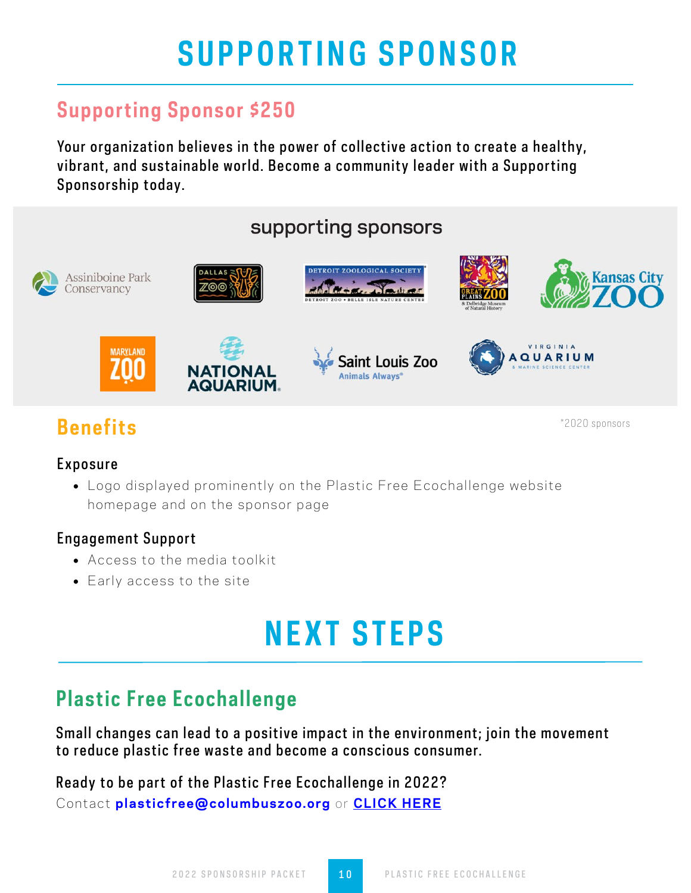# SUPPORTING SPONSOR

## Supporting Sponsor $250

Your organization believes in the power of collective action to create a healthy, vibrant, and sustainable world. Become a community leader with a Supporting Sponsorship today.

supporting sponsors

Assiniboine Park Conservancy

Dallas Zoo

Detroit Zoological Society

Great Plains Zoo & Delbridge Museum of Natural History

Kansas City Zoo

Maryland Zoo

National Aquarium

Saint Louis Zoo Animals Always

Virginia Aquarium & Marine Science Center

*2020 sponsors

## Benefits

### Exposure

- Logo displayed prominently on the Plastic Free Ecochallenge website homepage and on the sponsor page

### Engagement Support

- Access to the media toolkit
- Early access to the site

# NEXT STEPS

## Plastic Free Ecochallenge

Small changes can lead to a positive impact in the environment; join the movement to reduce plastic free waste and become a conscious consumer.

Ready to be part of the Plastic Free Ecochallenge in 2022?
Contact **plasticfree@columbuszoo.org** or **CLICK HERE**